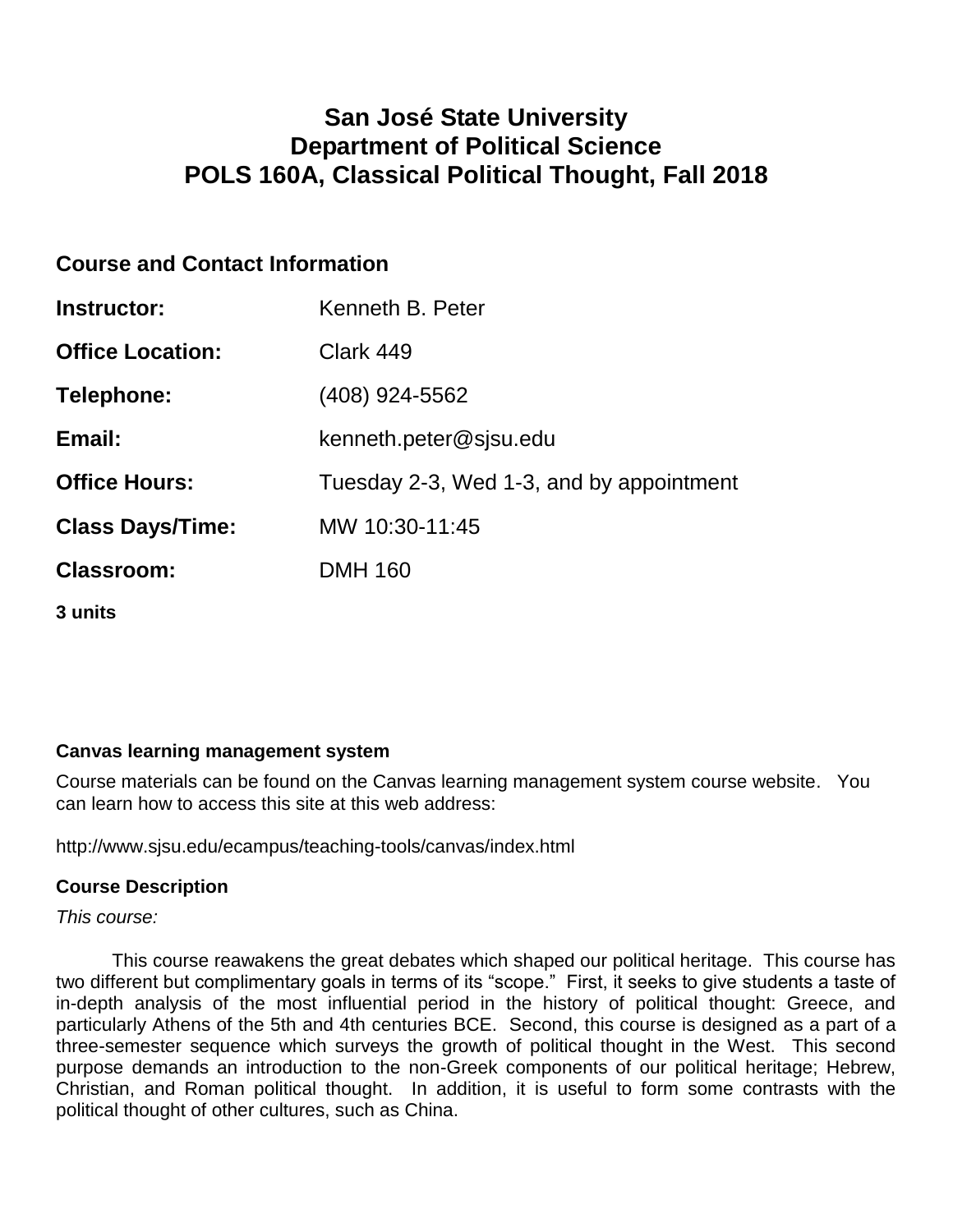# San José State University
# Department of Political Science
# POLS 160A, Classical Political Thought, Fall 2018

## Course and Contact Information

| | |
|---|---|
| **Instructor:** | Kenneth B. Peter |
| **Office Location:** | Clark 449 |
| **Telephone:** | (408) 924-5562 |
| **Email:** | kenneth.peter@sjsu.edu |
| **Office Hours:** | Tuesday 2-3, Wed 1-3, and by appointment |
| **Class Days/Time:** | MW 10:30-11:45 |
| **Classroom:** | DMH 160 |

**3 units**

### Canvas learning management system

Course materials can be found on the Canvas learning management system course website. You can learn how to access this site at this web address:

http://www.sjsu.edu/ecampus/teaching-tools/canvas/index.html

### Course Description

*This course:*

This course reawakens the great debates which shaped our political heritage. This course has two different but complimentary goals in terms of its "scope." First, it seeks to give students a taste of in-depth analysis of the most influential period in the history of political thought: Greece, and particularly Athens of the 5th and 4th centuries BCE. Second, this course is designed as a part of a three-semester sequence which surveys the growth of political thought in the West. This second purpose demands an introduction to the non-Greek components of our political heritage; Hebrew, Christian, and Roman political thought. In addition, it is useful to form some contrasts with the political thought of other cultures, such as China.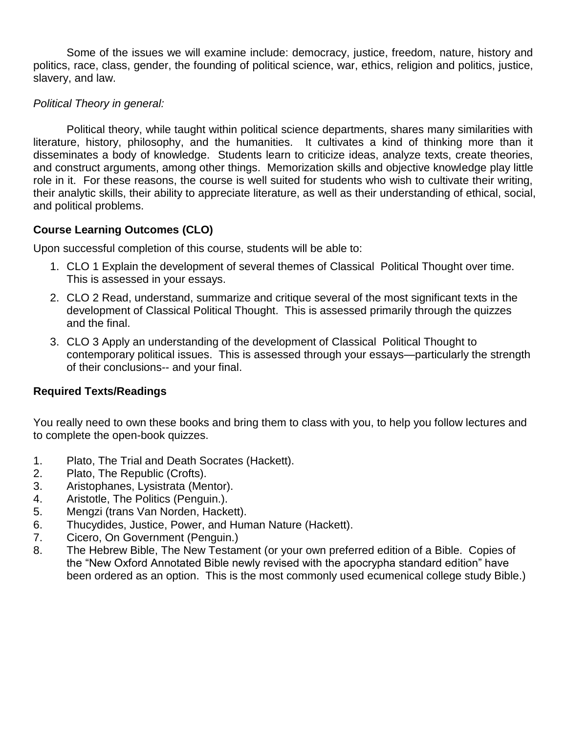Some of the issues we will examine include: democracy, justice, freedom, nature, history and politics, race, class, gender, the founding of political science, war, ethics, religion and politics, justice, slavery, and law.

*Political Theory in general:*

Political theory, while taught within political science departments, shares many similarities with literature, history, philosophy, and the humanities. It cultivates a kind of thinking more than it disseminates a body of knowledge. Students learn to criticize ideas, analyze texts, create theories, and construct arguments, among other things. Memorization skills and objective knowledge play little role in it. For these reasons, the course is well suited for students who wish to cultivate their writing, their analytic skills, their ability to appreciate literature, as well as their understanding of ethical, social, and political problems.

## Course Learning Outcomes (CLO)

Upon successful completion of this course, students will be able to:

1. CLO 1 Explain the development of several themes of Classical Political Thought over time. This is assessed in your essays.
2. CLO 2 Read, understand, summarize and critique several of the most significant texts in the development of Classical Political Thought. This is assessed primarily through the quizzes and the final.
3. CLO 3 Apply an understanding of the development of Classical Political Thought to contemporary political issues. This is assessed through your essays—particularly the strength of their conclusions-- and your final.

## Required Texts/Readings

You really need to own these books and bring them to class with you, to help you follow lectures and to complete the open-book quizzes.

1. Plato, The Trial and Death Socrates (Hackett).
2. Plato, The Republic (Crofts).
3. Aristophanes, Lysistrata (Mentor).
4. Aristotle, The Politics (Penguin.).
5. Mengzi (trans Van Norden, Hackett).
6. Thucydides, Justice, Power, and Human Nature (Hackett).
7. Cicero, On Government (Penguin.)
8. The Hebrew Bible, The New Testament (or your own preferred edition of a Bible. Copies of the "New Oxford Annotated Bible newly revised with the apocrypha standard edition" have been ordered as an option. This is the most commonly used ecumenical college study Bible.)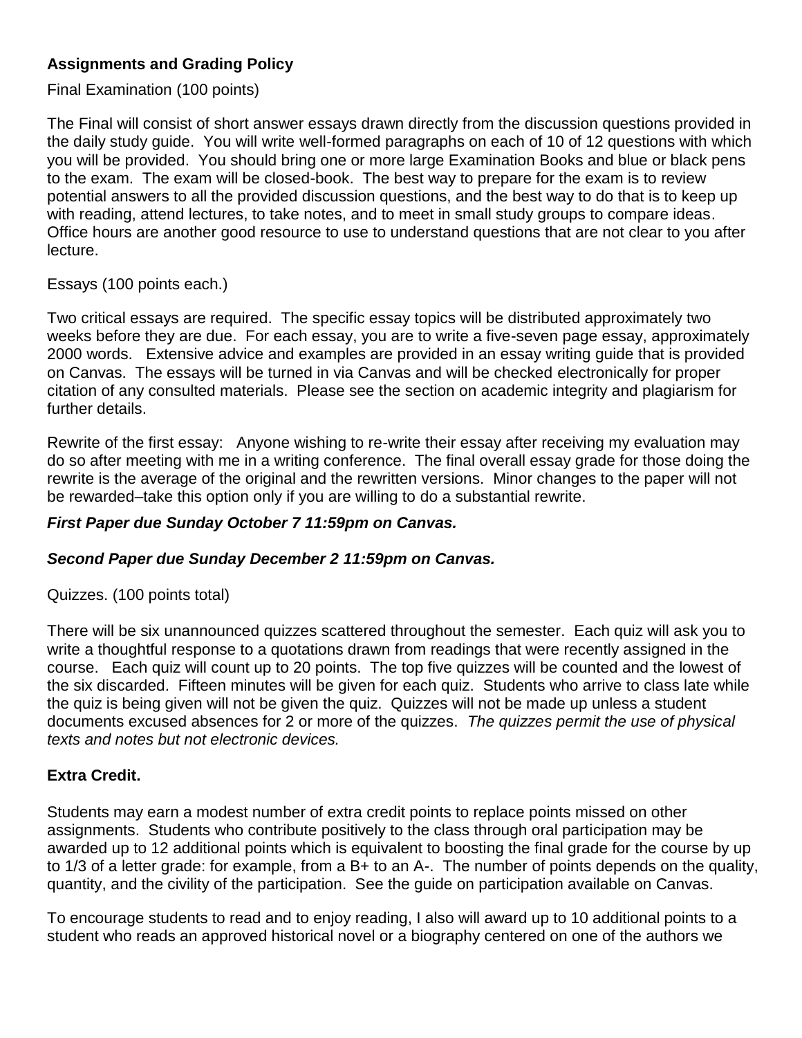**Assignments and Grading Policy**

Final Examination (100 points)

The Final will consist of short answer essays drawn directly from the discussion questions provided in the daily study guide. You will write well-formed paragraphs on each of 10 of 12 questions with which you will be provided. You should bring one or more large Examination Books and blue or black pens to the exam. The exam will be closed-book. The best way to prepare for the exam is to review potential answers to all the provided discussion questions, and the best way to do that is to keep up with reading, attend lectures, to take notes, and to meet in small study groups to compare ideas. Office hours are another good resource to use to understand questions that are not clear to you after lecture.

Essays (100 points each.)

Two critical essays are required. The specific essay topics will be distributed approximately two weeks before they are due. For each essay, you are to write a five-seven page essay, approximately 2000 words. Extensive advice and examples are provided in an essay writing guide that is provided on Canvas. The essays will be turned in via Canvas and will be checked electronically for proper citation of any consulted materials. Please see the section on academic integrity and plagiarism for further details.

Rewrite of the first essay: Anyone wishing to re-write their essay after receiving my evaluation may do so after meeting with me in a writing conference. The final overall essay grade for those doing the rewrite is the average of the original and the rewritten versions. Minor changes to the paper will not be rewarded–take this option only if you are willing to do a substantial rewrite.

***First Paper due Sunday October 7 11:59pm on Canvas.***

***Second Paper due Sunday December 2 11:59pm on Canvas.***

Quizzes. (100 points total)

There will be six unannounced quizzes scattered throughout the semester. Each quiz will ask you to write a thoughtful response to a quotations drawn from readings that were recently assigned in the course. Each quiz will count up to 20 points. The top five quizzes will be counted and the lowest of the six discarded. Fifteen minutes will be given for each quiz. Students who arrive to class late while the quiz is being given will not be given the quiz. Quizzes will not be made up unless a student documents excused absences for 2 or more of the quizzes. *The quizzes permit the use of physical texts and notes but not electronic devices.*

**Extra Credit.**

Students may earn a modest number of extra credit points to replace points missed on other assignments. Students who contribute positively to the class through oral participation may be awarded up to 12 additional points which is equivalent to boosting the final grade for the course by up to 1/3 of a letter grade: for example, from a B+ to an A-. The number of points depends on the quality, quantity, and the civility of the participation. See the guide on participation available on Canvas.

To encourage students to read and to enjoy reading, I also will award up to 10 additional points to a student who reads an approved historical novel or a biography centered on one of the authors we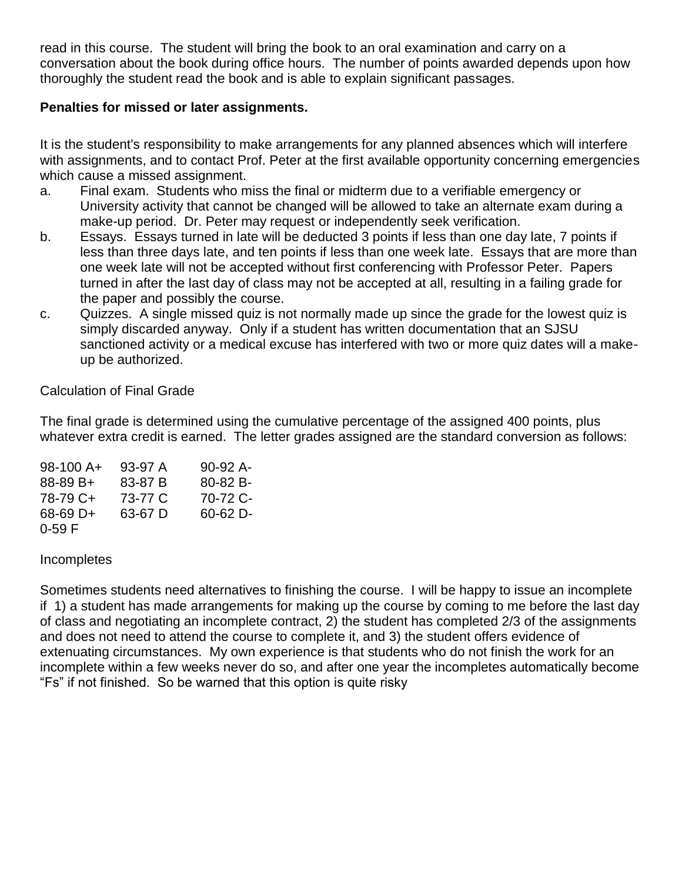read in this course. The student will bring the book to an oral examination and carry on a conversation about the book during office hours. The number of points awarded depends upon how thoroughly the student read the book and is able to explain significant passages.

**Penalties for missed or later assignments.**

It is the student's responsibility to make arrangements for any planned absences which will interfere with assignments, and to contact Prof. Peter at the first available opportunity concerning emergencies which cause a missed assignment.

a. Final exam. Students who miss the final or midterm due to a verifiable emergency or University activity that cannot be changed will be allowed to take an alternate exam during a make-up period. Dr. Peter may request or independently seek verification.
b. Essays. Essays turned in late will be deducted 3 points if less than one day late, 7 points if less than three days late, and ten points if less than one week late. Essays that are more than one week late will not be accepted without first conferencing with Professor Peter. Papers turned in after the last day of class may not be accepted at all, resulting in a failing grade for the paper and possibly the course.
c. Quizzes. A single missed quiz is not normally made up since the grade for the lowest quiz is simply discarded anyway. Only if a student has written documentation that an SJSU sanctioned activity or a medical excuse has interfered with two or more quiz dates will a make-up be authorized.

Calculation of Final Grade

The final grade is determined using the cumulative percentage of the assigned 400 points, plus whatever extra credit is earned. The letter grades assigned are the standard conversion as follows:

| | | |
|---|---|---|
| 98-100 A+ | 93-97 A | 90-92 A- |
| 88-89 B+ | 83-87 B | 80-82 B- |
| 78-79 C+ | 73-77 C | 70-72 C- |
| 68-69 D+ | 63-67 D | 60-62 D- |
| 0-59 F | | |

Incompletes

Sometimes students need alternatives to finishing the course. I will be happy to issue an incomplete if 1) a student has made arrangements for making up the course by coming to me before the last day of class and negotiating an incomplete contract, 2) the student has completed 2/3 of the assignments and does not need to attend the course to complete it, and 3) the student offers evidence of extenuating circumstances. My own experience is that students who do not finish the work for an incomplete within a few weeks never do so, and after one year the incompletes automatically become "Fs" if not finished. So be warned that this option is quite risky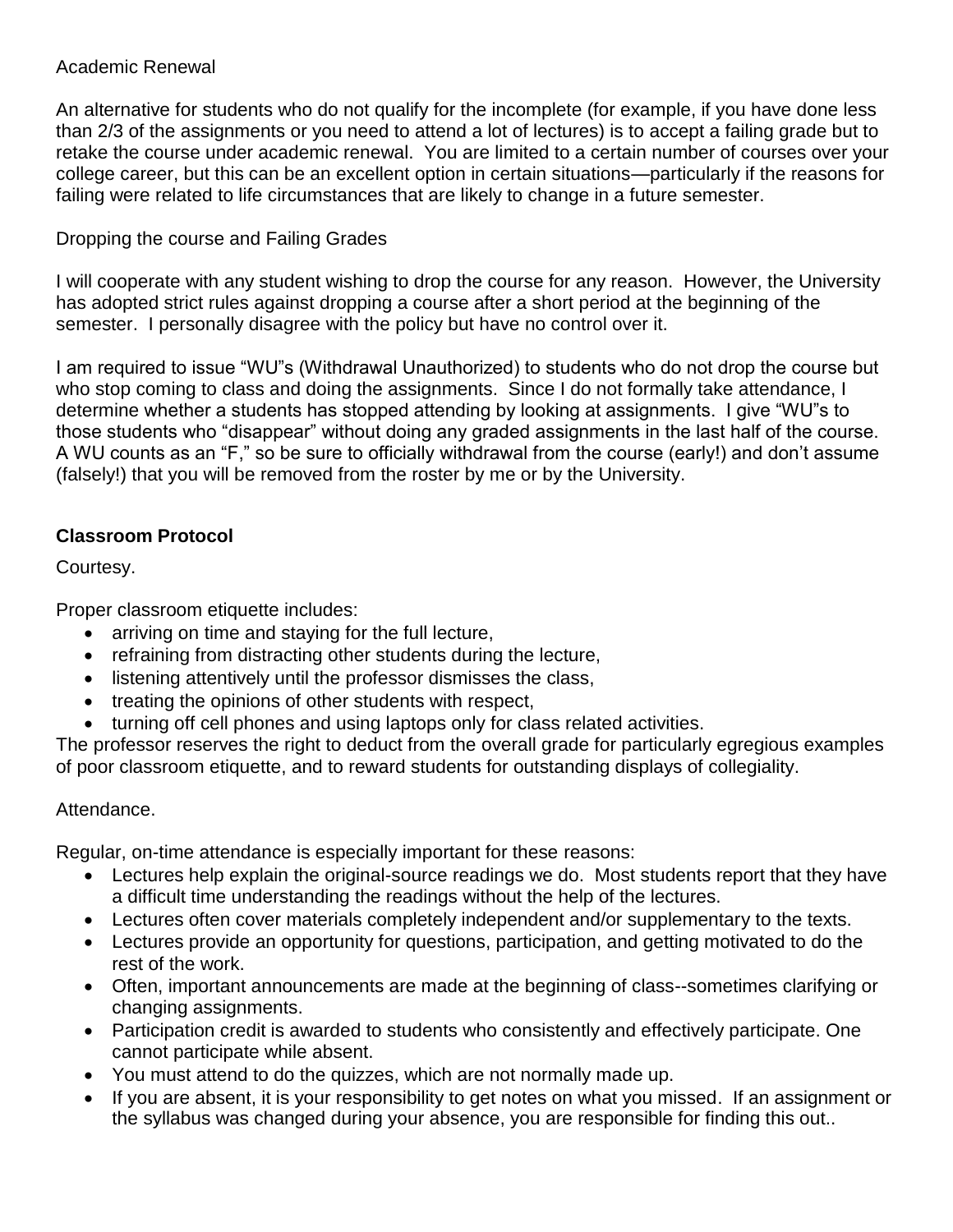Academic Renewal

An alternative for students who do not qualify for the incomplete (for example, if you have done less than 2/3 of the assignments or you need to attend a lot of lectures) is to accept a failing grade but to retake the course under academic renewal. You are limited to a certain number of courses over your college career, but this can be an excellent option in certain situations—particularly if the reasons for failing were related to life circumstances that are likely to change in a future semester.

Dropping the course and Failing Grades

I will cooperate with any student wishing to drop the course for any reason. However, the University has adopted strict rules against dropping a course after a short period at the beginning of the semester. I personally disagree with the policy but have no control over it.

I am required to issue "WU"s (Withdrawal Unauthorized) to students who do not drop the course but who stop coming to class and doing the assignments. Since I do not formally take attendance, I determine whether a students has stopped attending by looking at assignments. I give "WU"s to those students who "disappear" without doing any graded assignments in the last half of the course. A WU counts as an "F," so be sure to officially withdrawal from the course (early!) and don't assume (falsely!) that you will be removed from the roster by me or by the University.

## Classroom Protocol

Courtesy.

Proper classroom etiquette includes:

- arriving on time and staying for the full lecture,
- refraining from distracting other students during the lecture,
- listening attentively until the professor dismisses the class,
- treating the opinions of other students with respect,
- turning off cell phones and using laptops only for class related activities.

The professor reserves the right to deduct from the overall grade for particularly egregious examples of poor classroom etiquette, and to reward students for outstanding displays of collegiality.

Attendance.

Regular, on-time attendance is especially important for these reasons:

- Lectures help explain the original-source readings we do. Most students report that they have a difficult time understanding the readings without the help of the lectures.
- Lectures often cover materials completely independent and/or supplementary to the texts.
- Lectures provide an opportunity for questions, participation, and getting motivated to do the rest of the work.
- Often, important announcements are made at the beginning of class--sometimes clarifying or changing assignments.
- Participation credit is awarded to students who consistently and effectively participate. One cannot participate while absent.
- You must attend to do the quizzes, which are not normally made up.
- If you are absent, it is your responsibility to get notes on what you missed. If an assignment or the syllabus was changed during your absence, you are responsible for finding this out..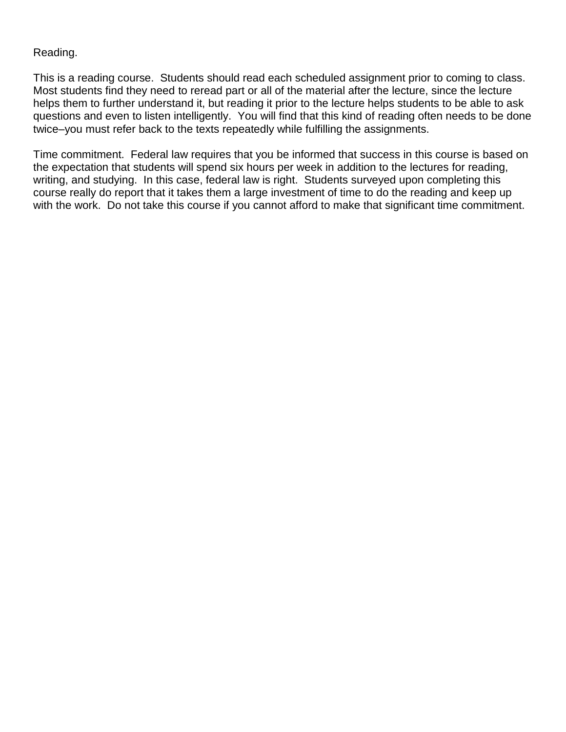Reading.

This is a reading course. Students should read each scheduled assignment prior to coming to class. Most students find they need to reread part or all of the material after the lecture, since the lecture helps them to further understand it, but reading it prior to the lecture helps students to be able to ask questions and even to listen intelligently. You will find that this kind of reading often needs to be done twice–you must refer back to the texts repeatedly while fulfilling the assignments.

Time commitment. Federal law requires that you be informed that success in this course is based on the expectation that students will spend six hours per week in addition to the lectures for reading, writing, and studying. In this case, federal law is right. Students surveyed upon completing this course really do report that it takes them a large investment of time to do the reading and keep up with the work. Do not take this course if you cannot afford to make that significant time commitment.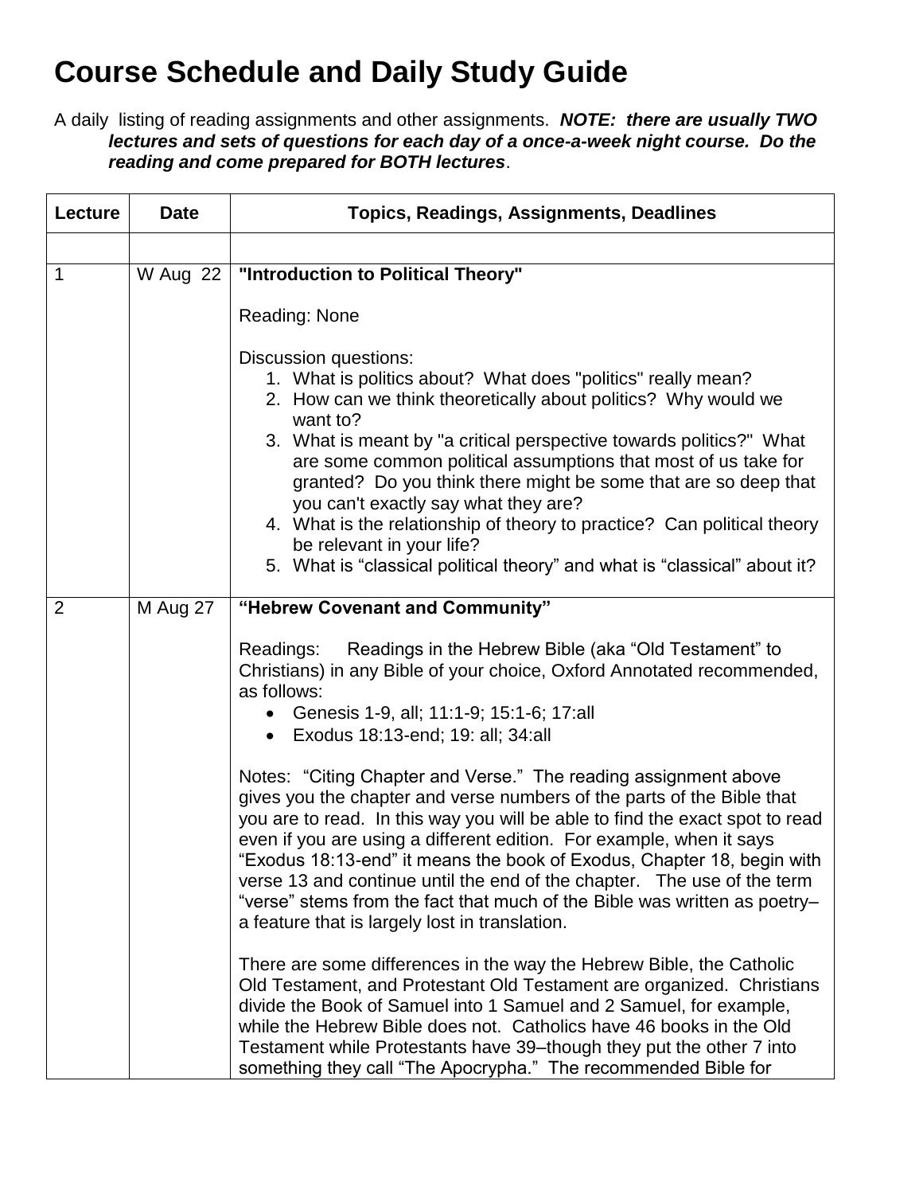# Course Schedule and Daily Study Guide

A daily listing of reading assignments and other assignments. ***NOTE: there are usually TWO lectures and sets of questions for each day of a once-a-week night course. Do the reading and come prepared for BOTH lectures***.

| Lecture | Date | Topics, Readings, Assignments, Deadlines |
|---|---|---|
| | | |
| 1 | W Aug 22 | **"Introduction to Political Theory"**<br><br>Reading: None<br><br>Discussion questions:<br>1. What is politics about? What does "politics" really mean?<br>2. How can we think theoretically about politics? Why would we want to?<br>3. What is meant by "a critical perspective towards politics?" What are some common political assumptions that most of us take for granted? Do you think there might be some that are so deep that you can't exactly say what they are?<br>4. What is the relationship of theory to practice? Can political theory be relevant in your life?<br>5. What is "classical political theory" and what is "classical" about it? |
| 2 | M Aug 27 | **"Hebrew Covenant and Community"**<br><br>Readings: Readings in the Hebrew Bible (aka "Old Testament" to Christians) in any Bible of your choice, Oxford Annotated recommended, as follows:<br>• Genesis 1-9, all; 11:1-9; 15:1-6; 17:all<br>• Exodus 18:13-end; 19: all; 34:all<br><br>Notes: "Citing Chapter and Verse." The reading assignment above gives you the chapter and verse numbers of the parts of the Bible that you are to read. In this way you will be able to find the exact spot to read even if you are using a different edition. For example, when it says "Exodus 18:13-end" it means the book of Exodus, Chapter 18, begin with verse 13 and continue until the end of the chapter. The use of the term "verse" stems from the fact that much of the Bible was written as poetry–a feature that is largely lost in translation.<br><br>There are some differences in the way the Hebrew Bible, the Catholic Old Testament, and Protestant Old Testament are organized. Christians divide the Book of Samuel into 1 Samuel and 2 Samuel, for example, while the Hebrew Bible does not. Catholics have 46 books in the Old Testament while Protestants have 39–though they put the other 7 into something they call "The Apocrypha." The recommended Bible for |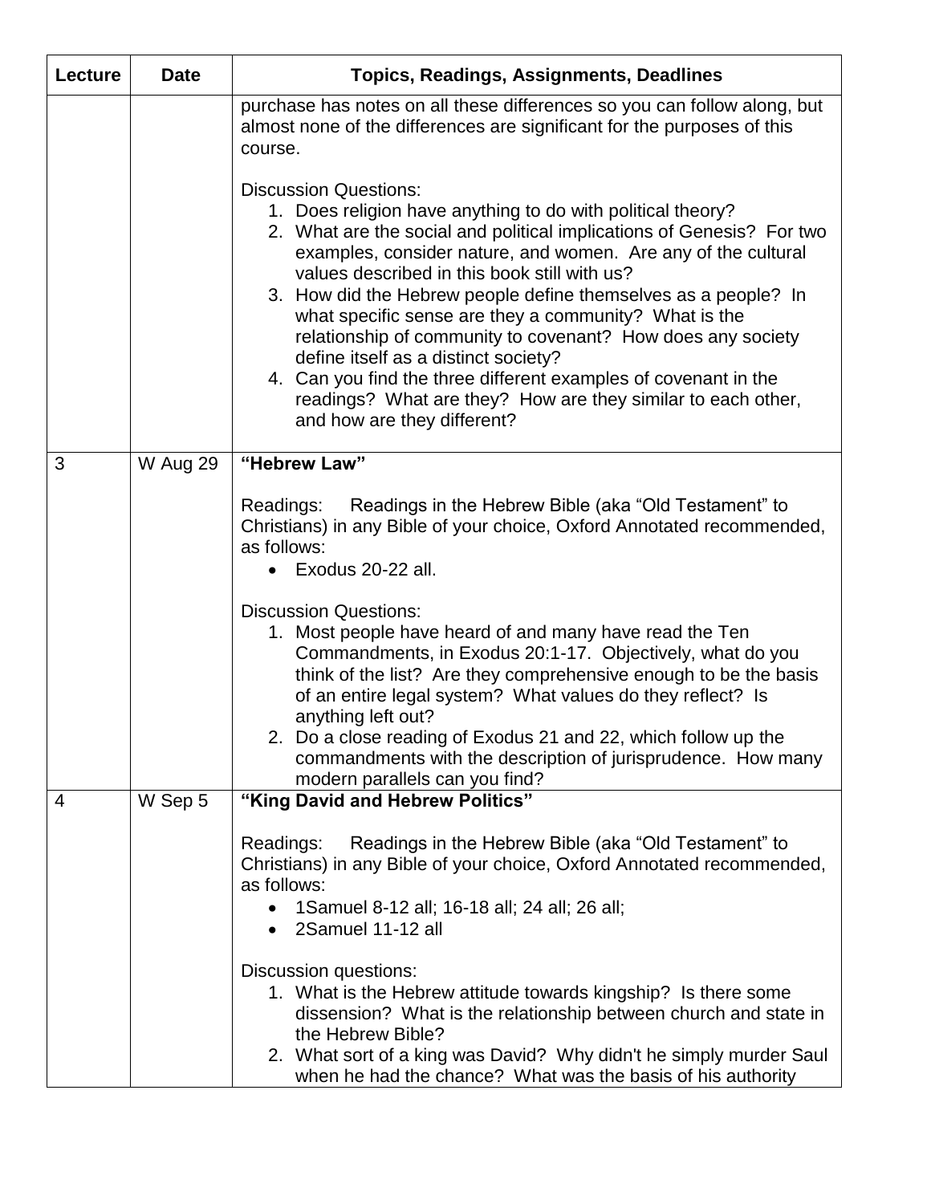| Lecture | Date | Topics, Readings, Assignments, Deadlines |
|---|---|---|
| | | purchase has notes on all these differences so you can follow along, but almost none of the differences are significant for the purposes of this course.<br><br>Discussion Questions:<br>1. Does religion have anything to do with political theory?<br>2. What are the social and political implications of Genesis? For two examples, consider nature, and women. Are any of the cultural values described in this book still with us?<br>3. How did the Hebrew people define themselves as a people? In what specific sense are they a community? What is the relationship of community to covenant? How does any society define itself as a distinct society?<br>4. Can you find the three different examples of covenant in the readings? What are they? How are they similar to each other, and how are they different? |
| 3 | W Aug 29 | **"Hebrew Law"**<br><br>Readings: Readings in the Hebrew Bible (aka "Old Testament" to Christians) in any Bible of your choice, Oxford Annotated recommended, as follows:<br>• Exodus 20-22 all.<br><br>Discussion Questions:<br>1. Most people have heard of and many have read the Ten Commandments, in Exodus 20:1-17. Objectively, what do you think of the list? Are they comprehensive enough to be the basis of an entire legal system? What values do they reflect? Is anything left out?<br>2. Do a close reading of Exodus 21 and 22, which follow up the commandments with the description of jurisprudence. How many modern parallels can you find? |
| 4 | W Sep 5 | **"King David and Hebrew Politics"**<br><br>Readings: Readings in the Hebrew Bible (aka "Old Testament" to Christians) in any Bible of your choice, Oxford Annotated recommended, as follows:<br>• 1Samuel 8-12 all; 16-18 all; 24 all; 26 all;<br>• 2Samuel 11-12 all<br><br>Discussion questions:<br>1. What is the Hebrew attitude towards kingship? Is there some dissension? What is the relationship between church and state in the Hebrew Bible?<br>2. What sort of a king was David? Why didn't he simply murder Saul when he had the chance? What was the basis of his authority |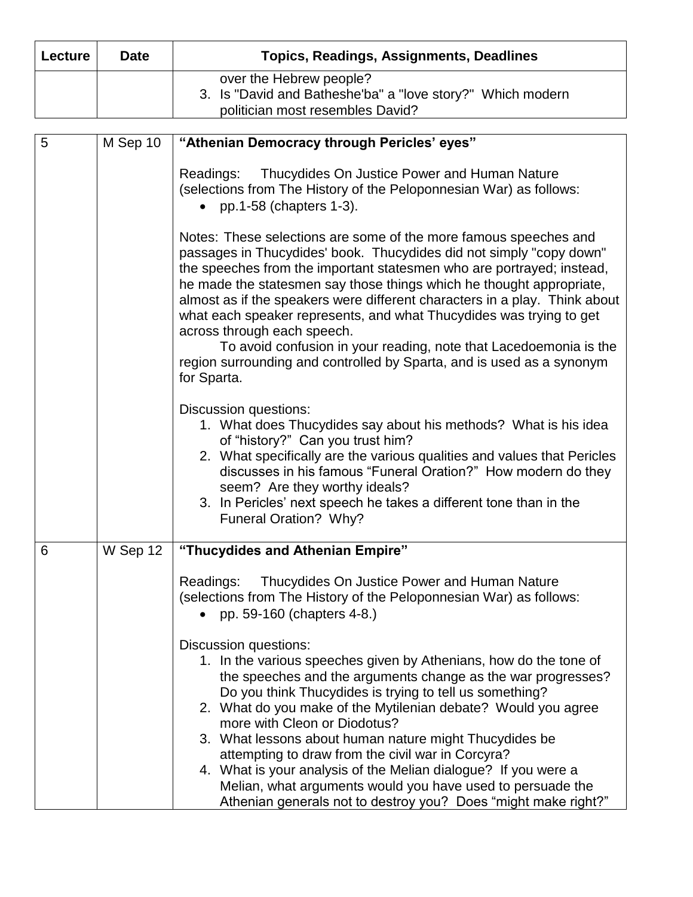| Lecture | Date | Topics, Readings, Assignments, Deadlines |
|---|---|---|
| | | over the Hebrew people?<br>3. Is "David and Batheshe'ba" a "love story?" Which modern politician most resembles David? |
| 5 | M Sep 10 | **"Athenian Democracy through Pericles' eyes"**<br><br>Readings: Thucydides On Justice Power and Human Nature (selections from The History of the Peloponnesian War) as follows:<br>• pp.1-58 (chapters 1-3).<br><br>Notes: These selections are some of the more famous speeches and passages in Thucydides' book. Thucydides did not simply "copy down" the speeches from the important statesmen who are portrayed; instead, he made the statesmen say those things which he thought appropriate, almost as if the speakers were different characters in a play. Think about what each speaker represents, and what Thucydides was trying to get across through each speech.<br>To avoid confusion in your reading, note that Lacedoemonia is the region surrounding and controlled by Sparta, and is used as a synonym for Sparta.<br><br>Discussion questions:<br>1. What does Thucydides say about his methods? What is his idea of "history?" Can you trust him?<br>2. What specifically are the various qualities and values that Pericles discusses in his famous "Funeral Oration?" How modern do they seem? Are they worthy ideals?<br>3. In Pericles' next speech he takes a different tone than in the Funeral Oration? Why? |
| 6 | W Sep 12 | **"Thucydides and Athenian Empire"**<br><br>Readings: Thucydides On Justice Power and Human Nature (selections from The History of the Peloponnesian War) as follows:<br>• pp. 59-160 (chapters 4-8.)<br><br>Discussion questions:<br>1. In the various speeches given by Athenians, how do the tone of the speeches and the arguments change as the war progresses? Do you think Thucydides is trying to tell us something?<br>2. What do you make of the Mytilenian debate? Would you agree more with Cleon or Diodotus?<br>3. What lessons about human nature might Thucydides be attempting to draw from the civil war in Corcyra?<br>4. What is your analysis of the Melian dialogue? If you were a Melian, what arguments would you have used to persuade the Athenian generals not to destroy you? Does "might make right?" |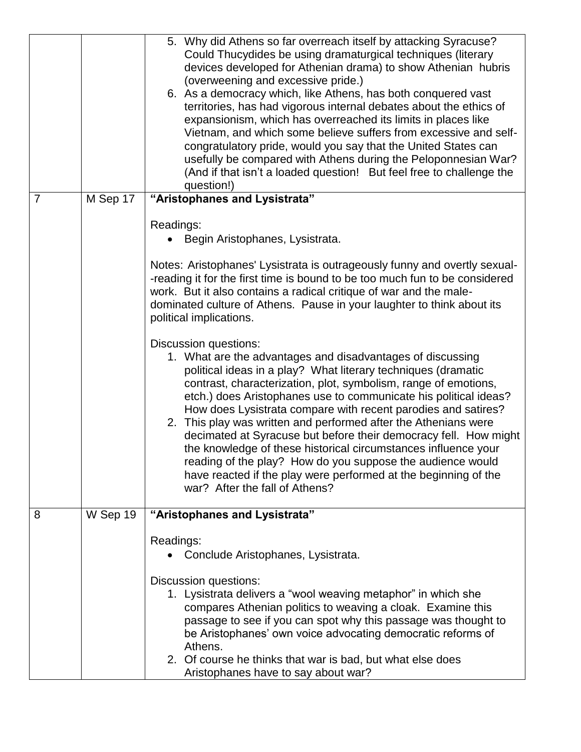| | | |
|---|---|---|
| | | 5. Why did Athens so far overreach itself by attacking Syracuse? Could Thucydides be using dramaturgical techniques (literary devices developed for Athenian drama) to show Athenian hubris (overweening and excessive pride.)<br>6. As a democracy which, like Athens, has both conquered vast territories, has had vigorous internal debates about the ethics of expansionism, which has overreached its limits in places like Vietnam, and which some believe suffers from excessive and self-congratulatory pride, would you say that the United States can usefully be compared with Athens during the Peloponnesian War? (And if that isn't a loaded question! But feel free to challenge the question!) |
| 7 | M Sep 17 | **"Aristophanes and Lysistrata"**<br><br>Readings:<br>• Begin Aristophanes, Lysistrata.<br><br>Notes: Aristophanes' Lysistrata is outrageously funny and overtly sexual--reading it for the first time is bound to be too much fun to be considered work. But it also contains a radical critique of war and the male-dominated culture of Athens. Pause in your laughter to think about its political implications.<br><br>Discussion questions:<br>1. What are the advantages and disadvantages of discussing political ideas in a play? What literary techniques (dramatic contrast, characterization, plot, symbolism, range of emotions, etc.) does Aristophanes use to communicate his political ideas? How does Lysistrata compare with recent parodies and satires?<br>2. This play was written and performed after the Athenians were decimated at Syracuse but before their democracy fell. How might the knowledge of these historical circumstances influence your reading of the play? How do you suppose the audience would have reacted if the play were performed at the beginning of the war? After the fall of Athens? |
| 8 | W Sep 19 | **"Aristophanes and Lysistrata"**<br><br>Readings:<br>• Conclude Aristophanes, Lysistrata.<br><br>Discussion questions:<br>1. Lysistrata delivers a "wool weaving metaphor" in which she compares Athenian politics to weaving a cloak. Examine this passage to see if you can spot why this passage was thought to be Aristophanes' own voice advocating democratic reforms of Athens.<br>2. Of course he thinks that war is bad, but what else does Aristophanes have to say about war? |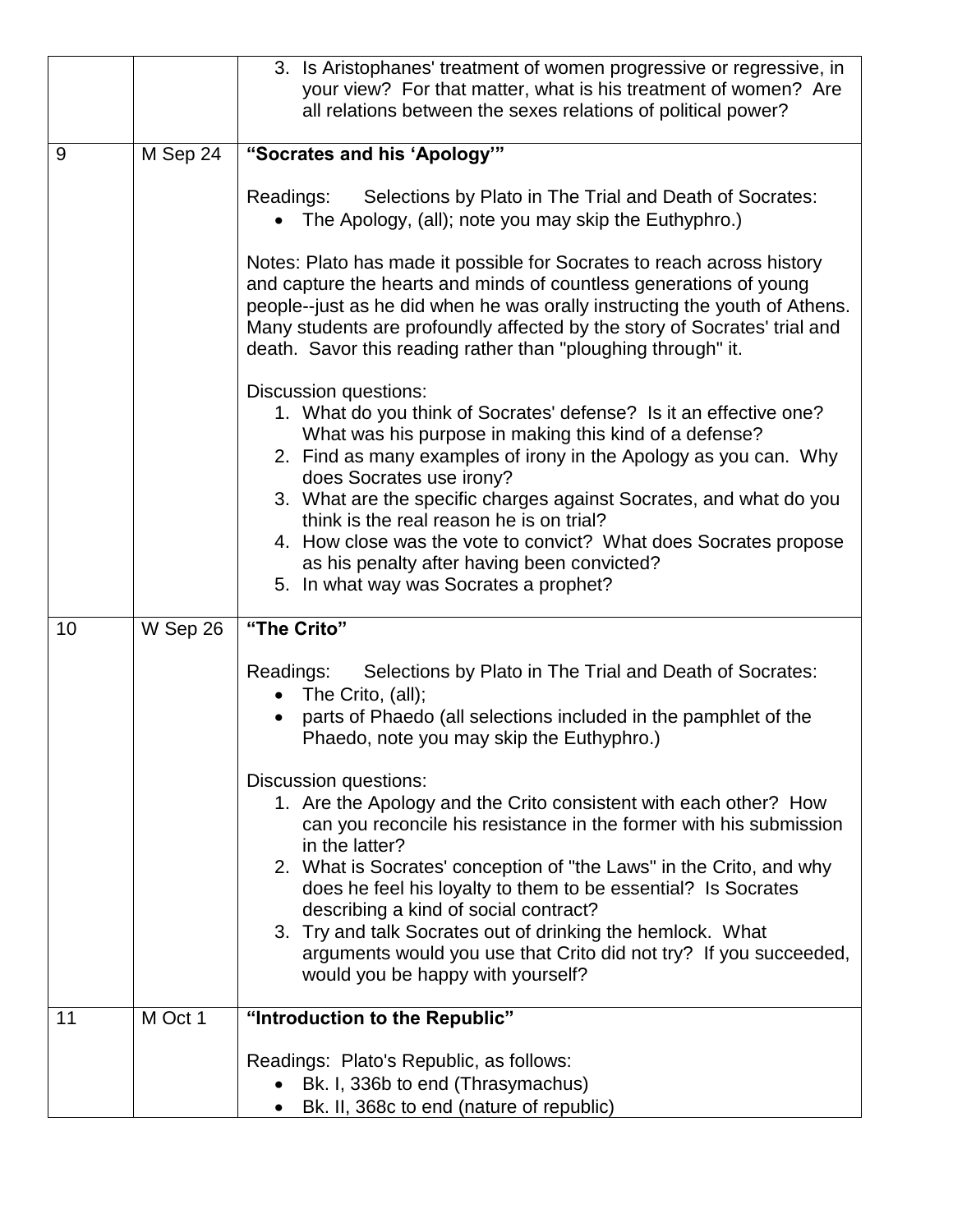| | | |
|---|---|---|
| | | 3. Is Aristophanes' treatment of women progressive or regressive, in your view? For that matter, what is his treatment of women? Are all relations between the sexes relations of political power? |
| 9 | M Sep 24 | **"Socrates and his 'Apology'"**<br><br>Readings: Selections by Plato in The Trial and Death of Socrates:<br>• The Apology, (all); note you may skip the Euthyphro.)<br><br>Notes: Plato has made it possible for Socrates to reach across history and capture the hearts and minds of countless generations of young people--just as he did when he was orally instructing the youth of Athens. Many students are profoundly affected by the story of Socrates' trial and death. Savor this reading rather than "ploughing through" it.<br><br>Discussion questions:<br>1. What do you think of Socrates' defense? Is it an effective one? What was his purpose in making this kind of a defense?<br>2. Find as many examples of irony in the Apology as you can. Why does Socrates use irony?<br>3. What are the specific charges against Socrates, and what do you think is the real reason he is on trial?<br>4. How close was the vote to convict? What does Socrates propose as his penalty after having been convicted?<br>5. In what way was Socrates a prophet? |
| 10 | W Sep 26 | **"The Crito"**<br><br>Readings: Selections by Plato in The Trial and Death of Socrates:<br>• The Crito, (all);<br>• parts of Phaedo (all selections included in the pamphlet of the Phaedo, note you may skip the Euthyphro.)<br><br>Discussion questions:<br>1. Are the Apology and the Crito consistent with each other? How can you reconcile his resistance in the former with his submission in the latter?<br>2. What is Socrates' conception of "the Laws" in the Crito, and why does he feel his loyalty to them to be essential? Is Socrates describing a kind of social contract?<br>3. Try and talk Socrates out of drinking the hemlock. What arguments would you use that Crito did not try? If you succeeded, would you be happy with yourself? |
| 11 | M Oct 1 | **"Introduction to the Republic"**<br><br>Readings: Plato's Republic, as follows:<br>• Bk. I, 336b to end (Thrasymachus)<br>• Bk. II, 368c to end (nature of republic) |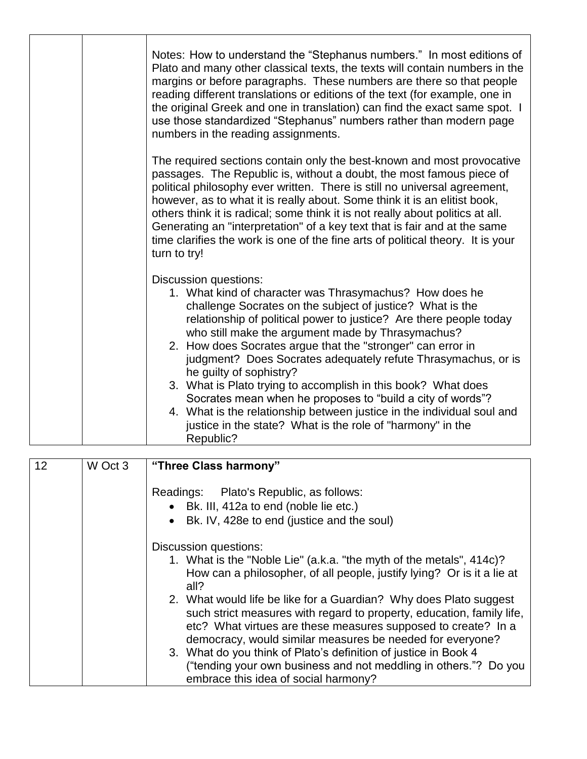| | | |
|---|---|---|
| | | Notes: How to understand the "Stephanus numbers." In most editions of Plato and many other classical texts, the texts will contain numbers in the margins or before paragraphs. These numbers are there so that people reading different translations or editions of the text (for example, one in the original Greek and one in translation) can find the exact same spot. I use those standardized "Stephanus" numbers rather than modern page numbers in the reading assignments.<br><br>The required sections contain only the best-known and most provocative passages. The Republic is, without a doubt, the most famous piece of political philosophy ever written. There is still no universal agreement, however, as to what it is really about. Some think it is an elitist book, others think it is radical; some think it is not really about politics at all. Generating an "interpretation" of a key text that is fair and at the same time clarifies the work is one of the fine arts of political theory. It is your turn to try!<br><br>Discussion questions:<br>1. What kind of character was Thrasymachus? How does he challenge Socrates on the subject of justice? What is the relationship of political power to justice? Are there people today who still make the argument made by Thrasymachus?<br>2. How does Socrates argue that the "stronger" can error in judgment? Does Socrates adequately refute Thrasymachus, or is he guilty of sophistry?<br>3. What is Plato trying to accomplish in this book? What does Socrates mean when he proposes to "build a city of words"?<br>4. What is the relationship between justice in the individual soul and justice in the state? What is the role of "harmony" in the Republic? |

| | | |
|---|---|---|
| 12 | W Oct 3 | **"Three Class harmony"**<br><br>Readings: Plato's Republic, as follows:<br>• Bk. III, 412a to end (noble lie etc.)<br>• Bk. IV, 428e to end (justice and the soul)<br><br>Discussion questions:<br>1. What is the "Noble Lie" (a.k.a. "the myth of the metals", 414c)? How can a philosopher, of all people, justify lying? Or is it a lie at all?<br>2. What would life be like for a Guardian? Why does Plato suggest such strict measures with regard to property, education, family life, etc? What virtues are these measures supposed to create? In a democracy, would similar measures be needed for everyone?<br>3. What do you think of Plato's definition of justice in Book 4 ("tending your own business and not meddling in others."? Do you embrace this idea of social harmony? |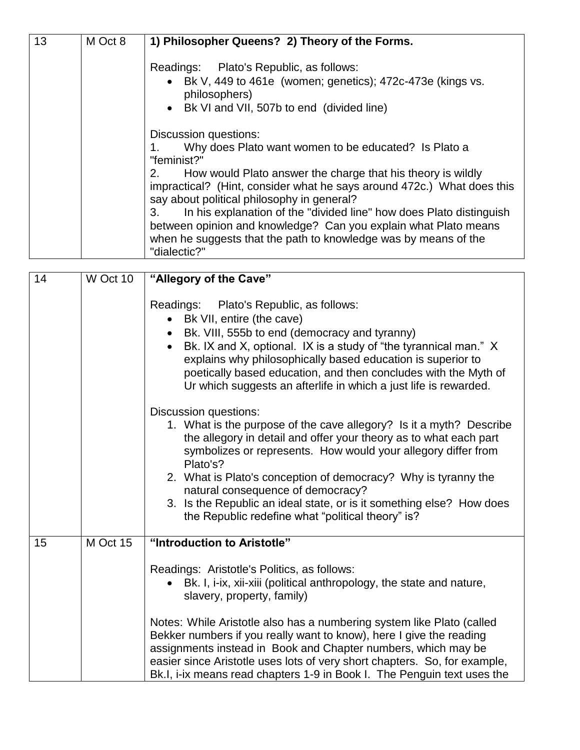| 13 | M Oct 8 | **1) Philosopher Queens? 2) Theory of the Forms.**<br><br>Readings: Plato's Republic, as follows:<br>• Bk V, 449 to 461e (women; genetics); 472c-473e (kings vs. philosophers)<br>• Bk VI and VII, 507b to end (divided line)<br><br>Discussion questions:<br>1. Why does Plato want women to be educated? Is Plato a "feminist?"<br>2. How would Plato answer the charge that his theory is wildly impractical? (Hint, consider what he says around 472c.) What does this say about political philosophy in general?<br>3. In his explanation of the "divided line" how does Plato distinguish between opinion and knowledge? Can you explain what Plato means when he suggests that the path to knowledge was by means of the "dialectic?" |
|---|---|---|

| 14 | W Oct 10 | **"Allegory of the Cave"**<br><br>Readings: Plato's Republic, as follows:<br>• Bk VII, entire (the cave)<br>• Bk. VIII, 555b to end (democracy and tyranny)<br>• Bk. IX and X, optional. IX is a study of "the tyrannical man." X explains why philosophically based education is superior to poetically based education, and then concludes with the Myth of Ur which suggests an afterlife in which a just life is rewarded.<br><br>Discussion questions:<br>1. What is the purpose of the cave allegory? Is it a myth? Describe the allegory in detail and offer your theory as to what each part symbolizes or represents. How would your allegory differ from Plato's?<br>2. What is Plato's conception of democracy? Why is tyranny the natural consequence of democracy?<br>3. Is the Republic an ideal state, or is it something else? How does the Republic redefine what "political theory" is? |
|---|---|---|
| 15 | M Oct 15 | **"Introduction to Aristotle"**<br><br>Readings: Aristotle's Politics, as follows:<br>• Bk. I, i-ix, xii-xiii (political anthropology, the state and nature, slavery, property, family)<br><br>Notes: While Aristotle also has a numbering system like Plato (called Bekker numbers if you really want to know), here I give the reading assignments instead in Book and Chapter numbers, which may be easier since Aristotle uses lots of very short chapters. So, for example, Bk.I, i-ix means read chapters 1-9 in Book I. The Penguin text uses the |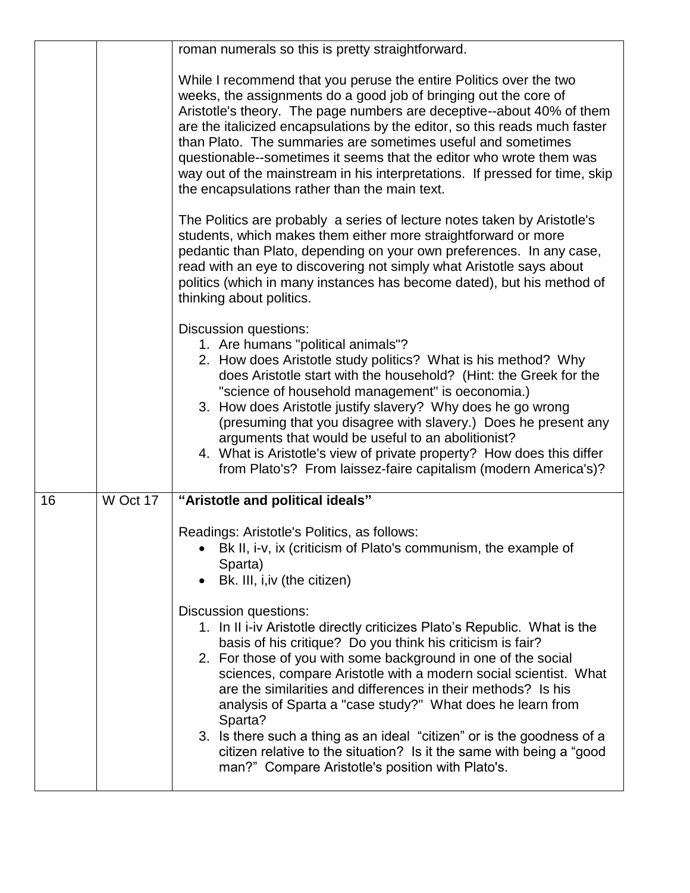| | | |
|---|---|---|
| | | roman numerals so this is pretty straightforward.<br><br>While I recommend that you peruse the entire Politics over the two weeks, the assignments do a good job of bringing out the core of Aristotle's theory. The page numbers are deceptive--about 40% of them are the italicized encapsulations by the editor, so this reads much faster than Plato. The summaries are sometimes useful and sometimes questionable--sometimes it seems that the editor who wrote them was way out of the mainstream in his interpretations. If pressed for time, skip the encapsulations rather than the main text.<br><br>The Politics are probably a series of lecture notes taken by Aristotle's students, which makes them either more straightforward or more pedantic than Plato, depending on your own preferences. In any case, read with an eye to discovering not simply what Aristotle says about politics (which in many instances has become dated), but his method of thinking about politics.<br><br>Discussion questions:<br>1. Are humans "political animals"?<br>2. How does Aristotle study politics? What is his method? Why does Aristotle start with the household? (Hint: the Greek for the "science of household management" is oeconomia.)<br>3. How does Aristotle justify slavery? Why does he go wrong (presuming that you disagree with slavery.) Does he present any arguments that would be useful to an abolitionist?<br>4. What is Aristotle's view of private property? How does this differ from Plato's? From laissez-faire capitalism (modern America's)? |
| 16 | W Oct 17 | **"Aristotle and political ideals"**<br><br>Readings: Aristotle's Politics, as follows:<br>• Bk II, i-v, ix (criticism of Plato's communism, the example of Sparta)<br>• Bk. III, i,iv (the citizen)<br><br>Discussion questions:<br>1. In II i-iv Aristotle directly criticizes Plato's Republic. What is the basis of his critique? Do you think his criticism is fair?<br>2. For those of you with some background in one of the social sciences, compare Aristotle with a modern social scientist. What are the similarities and differences in their methods? Is his analysis of Sparta a "case study?" What does he learn from Sparta?<br>3. Is there such a thing as an ideal "citizen" or is the goodness of a citizen relative to the situation? Is it the same with being a "good man?" Compare Aristotle's position with Plato's. |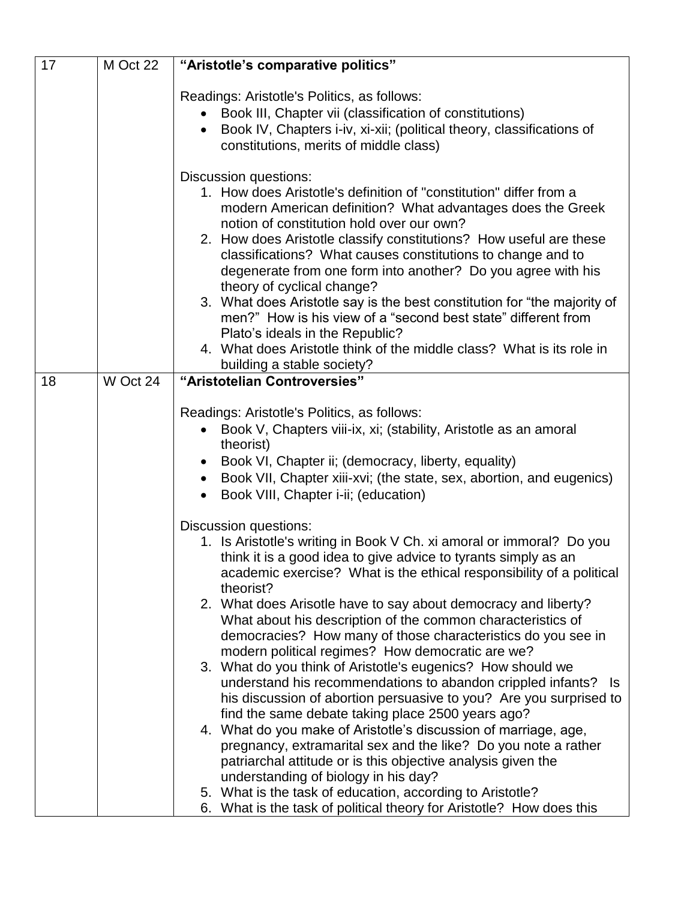| 17 | M Oct 22 | **"Aristotle's comparative politics"**<br><br>Readings: Aristotle's Politics, as follows:<br>• Book III, Chapter vii (classification of constitutions)<br>• Book IV, Chapters i-iv, xi-xii; (political theory, classifications of constitutions, merits of middle class)<br><br>Discussion questions:<br>1. How does Aristotle's definition of "constitution" differ from a modern American definition? What advantages does the Greek notion of constitution hold over our own?<br>2. How does Aristotle classify constitutions? How useful are these classifications? What causes constitutions to change and to degenerate from one form into another? Do you agree with his theory of cyclical change?<br>3. What does Aristotle say is the best constitution for "the majority of men?" How is his view of a "second best state" different from Plato's ideals in the Republic?<br>4. What does Aristotle think of the middle class? What is its role in building a stable society? |
|---|---|---|
| 18 | W Oct 24 | **"Aristotelian Controversies"**<br><br>Readings: Aristotle's Politics, as follows:<br>• Book V, Chapters viii-ix, xi; (stability, Aristotle as an amoral theorist)<br>• Book VI, Chapter ii; (democracy, liberty, equality)<br>• Book VII, Chapter xiii-xvi; (the state, sex, abortion, and eugenics)<br>• Book VIII, Chapter i-ii; (education)<br><br>Discussion questions:<br>1. Is Aristotle's writing in Book V Ch. xi amoral or immoral? Do you think it is a good idea to give advice to tyrants simply as an academic exercise? What is the ethical responsibility of a political theorist?<br>2. What does Arisotle have to say about democracy and liberty? What about his description of the common characteristics of democracies? How many of those characteristics do you see in modern political regimes? How democratic are we?<br>3. What do you think of Aristotle's eugenics? How should we understand his recommendations to abandon crippled infants? Is his discussion of abortion persuasive to you? Are you surprised to find the same debate taking place 2500 years ago?<br>4. What do you make of Aristotle's discussion of marriage, age, pregnancy, extramarital sex and the like? Do you note a rather patriarchal attitude or is this objective analysis given the understanding of biology in his day?<br>5. What is the task of education, according to Aristotle?<br>6. What is the task of political theory for Aristotle? How does this |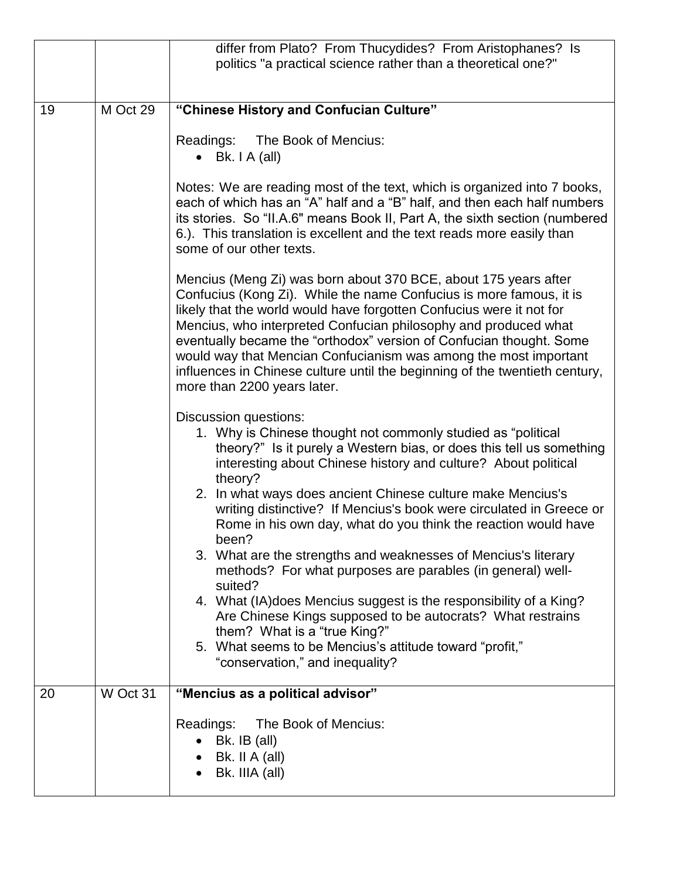| | | |
|---|---|---|
| | | differ from Plato? From Thucydides? From Aristophanes? Is politics "a practical science rather than a theoretical one?" |
| 19 | M Oct 29 | **"Chinese History and Confucian Culture"**<br><br>Readings: The Book of Mencius:<br>• Bk. I A (all)<br><br>Notes: We are reading most of the text, which is organized into 7 books, each of which has an "A" half and a "B" half, and then each half numbers its stories. So "II.A.6" means Book II, Part A, the sixth section (numbered 6.). This translation is excellent and the text reads more easily than some of our other texts.<br><br>Mencius (Meng Zi) was born about 370 BCE, about 175 years after Confucius (Kong Zi). While the name Confucius is more famous, it is likely that the world would have forgotten Confucius were it not for Mencius, who interpreted Confucian philosophy and produced what eventually became the "orthodox" version of Confucian thought. Some would way that Mencian Confucianism was among the most important influences in Chinese culture until the beginning of the twentieth century, more than 2200 years later.<br><br>Discussion questions:<br>1. Why is Chinese thought not commonly studied as "political theory?" Is it purely a Western bias, or does this tell us something interesting about Chinese history and culture? About political theory?<br>2. In what ways does ancient Chinese culture make Mencius's writing distinctive? If Mencius's book were circulated in Greece or Rome in his own day, what do you think the reaction would have been?<br>3. What are the strengths and weaknesses of Mencius's literary methods? For what purposes are parables (in general) well-suited?<br>4. What (IA)does Mencius suggest is the responsibility of a King? Are Chinese Kings supposed to be autocrats? What restrains them? What is a "true King?"<br>5. What seems to be Mencius's attitude toward "profit," "conservation," and inequality? |
| 20 | W Oct 31 | **"Mencius as a political advisor"**<br><br>Readings: The Book of Mencius:<br>• Bk. IB (all)<br>• Bk. II A (all)<br>• Bk. IIIA (all) |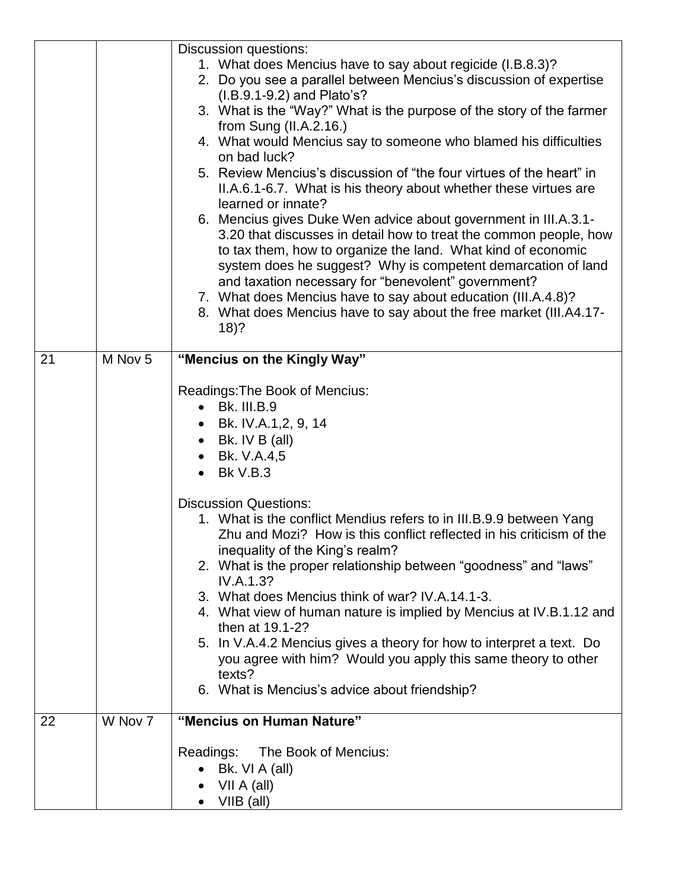| | | |
|---|---|---|
| | | Discussion questions:<br>1. What does Mencius have to say about regicide (I.B.8.3)?<br>2. Do you see a parallel between Mencius's discussion of expertise (I.B.9.1-9.2) and Plato's?<br>3. What is the "Way?" What is the purpose of the story of the farmer from Sung (II.A.2.16.)<br>4. What would Mencius say to someone who blamed his difficulties on bad luck?<br>5. Review Mencius's discussion of "the four virtues of the heart" in II.A.6.1-6.7. What is his theory about whether these virtues are learned or innate?<br>6. Mencius gives Duke Wen advice about government in III.A.3.1-3.20 that discusses in detail how to treat the common people, how to tax them, how to organize the land. What kind of economic system does he suggest? Why is competent demarcation of land and taxation necessary for "benevolent" government?<br>7. What does Mencius have to say about education (III.A.4.8)?<br>8. What does Mencius have to say about the free market (III.A4.17-18)? |
| 21 | M Nov 5 | **"Mencius on the Kingly Way"**<br><br>Readings:The Book of Mencius:<br>• Bk. III.B.9<br>• Bk. IV.A.1,2, 9, 14<br>• Bk. IV B (all)<br>• Bk. V.A.4,5<br>• Bk V.B.3<br><br>Discussion Questions:<br>1. What is the conflict Mendius refers to in III.B.9.9 between Yang Zhu and Mozi? How is this conflict reflected in his criticism of the inequality of the King's realm?<br>2. What is the proper relationship between "goodness" and "laws" IV.A.1.3?<br>3. What does Mencius think of war? IV.A.14.1-3.<br>4. What view of human nature is implied by Mencius at IV.B.1.12 and then at 19.1-2?<br>5. In V.A.4.2 Mencius gives a theory for how to interpret a text. Do you agree with him? Would you apply this same theory to other texts?<br>6. What is Mencius's advice about friendship? |
| 22 | W Nov 7 | **"Mencius on Human Nature"**<br><br>Readings: The Book of Mencius:<br>• Bk. VI A (all)<br>• VII A (all)<br>• VIIB (all) |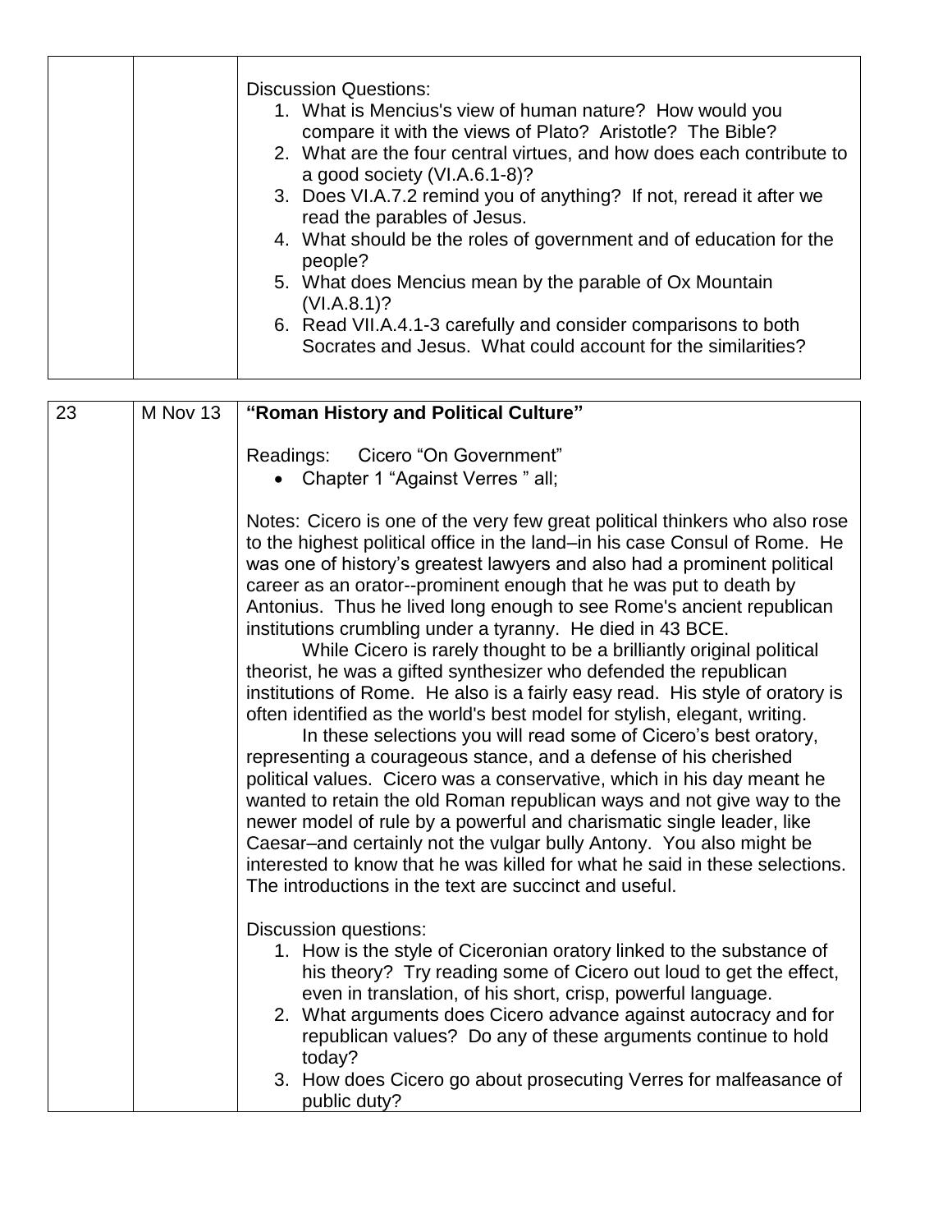| | | Discussion Questions:<br>1. What is Mencius's view of human nature? How would you compare it with the views of Plato? Aristotle? The Bible?<br>2. What are the four central virtues, and how does each contribute to a good society (VI.A.6.1-8)?<br>3. Does VI.A.7.2 remind you of anything? If not, reread it after we read the parables of Jesus.<br>4. What should be the roles of government and of education for the people?<br>5. What does Mencius mean by the parable of Ox Mountain (VI.A.8.1)?<br>6. Read VII.A.4.1-3 carefully and consider comparisons to both Socrates and Jesus. What could account for the similarities? |
|---|---|---|

| 23 | M Nov 13 | **"Roman History and Political Culture"**<br><br>Readings: Cicero "On Government"<br>• Chapter 1 "Against Verres " all;<br><br>Notes: Cicero is one of the very few great political thinkers who also rose to the highest political office in the land–in his case Consul of Rome. He was one of history's greatest lawyers and also had a prominent political career as an orator--prominent enough that he was put to death by Antonius. Thus he lived long enough to see Rome's ancient republican institutions crumbling under a tyranny. He died in 43 BCE.<br>While Cicero is rarely thought to be a brilliantly original political theorist, he was a gifted synthesizer who defended the republican institutions of Rome. He also is a fairly easy read. His style of oratory is often identified as the world's best model for stylish, elegant, writing.<br>In these selections you will read some of Cicero's best oratory, representing a courageous stance, and a defense of his cherished political values. Cicero was a conservative, which in his day meant he wanted to retain the old Roman republican ways and not give way to the newer model of rule by a powerful and charismatic single leader, like Caesar–and certainly not the vulgar bully Antony. You also might be interested to know that he was killed for what he said in these selections. The introductions in the text are succinct and useful.<br><br>Discussion questions:<br>1. How is the style of Ciceronian oratory linked to the substance of his theory? Try reading some of Cicero out loud to get the effect, even in translation, of his short, crisp, powerful language.<br>2. What arguments does Cicero advance against autocracy and for republican values? Do any of these arguments continue to hold today?<br>3. How does Cicero go about prosecuting Verres for malfeasance of public duty? |
|---|---|---|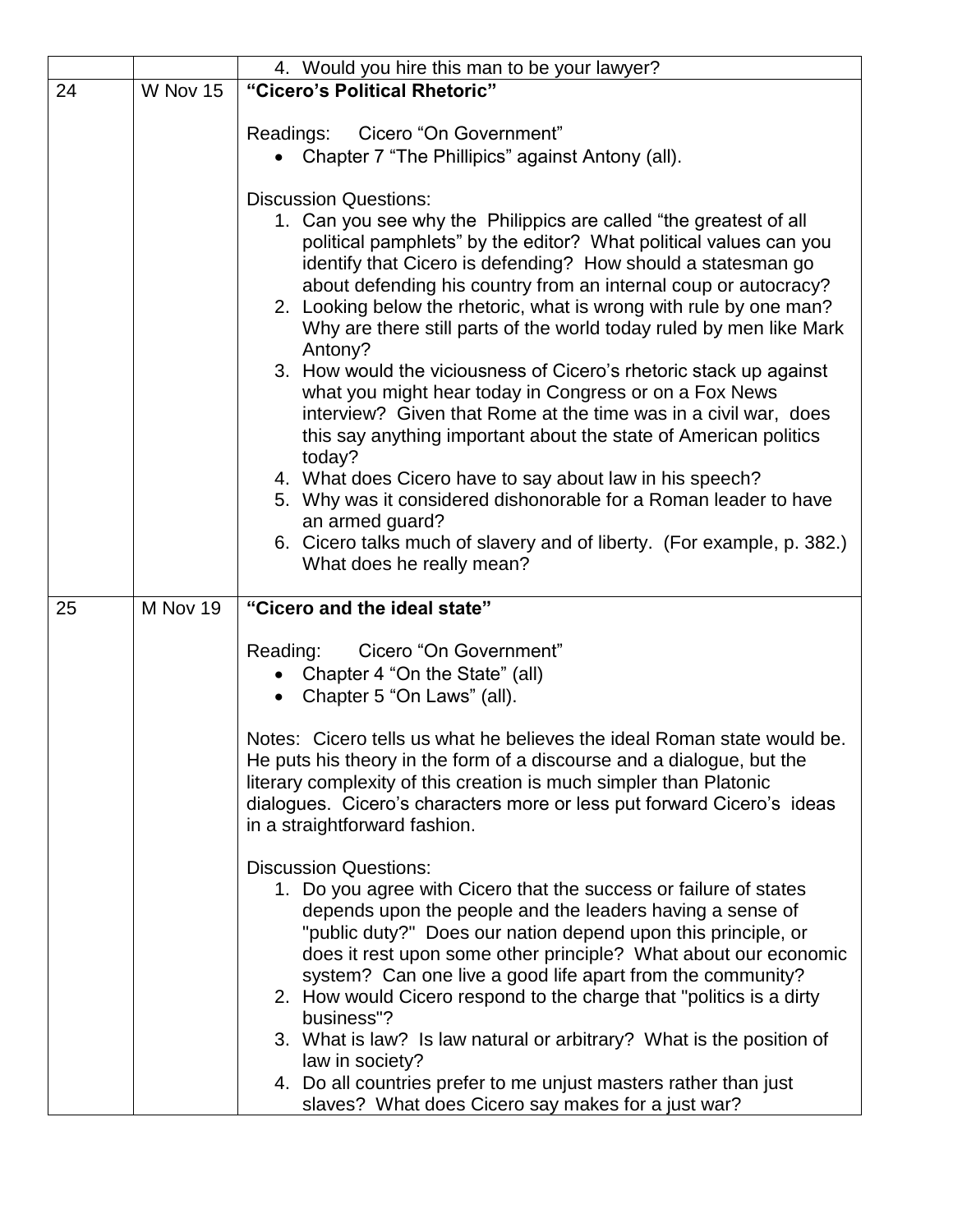| | | 4. Would you hire this man to be your lawyer? |
|---|---|---|
| 24 | W Nov 15 | **"Cicero's Political Rhetoric"**<br><br>Readings: Cicero "On Government"<br>• Chapter 7 "The Phillipics" against Antony (all).<br><br>Discussion Questions:<br>1. Can you see why the Philippics are called "the greatest of all political pamphlets" by the editor? What political values can you identify that Cicero is defending? How should a statesman go about defending his country from an internal coup or autocracy?<br>2. Looking below the rhetoric, what is wrong with rule by one man? Why are there still parts of the world today ruled by men like Mark Antony?<br>3. How would the viciousness of Cicero's rhetoric stack up against what you might hear today in Congress or on a Fox News interview? Given that Rome at the time was in a civil war, does this say anything important about the state of American politics today?<br>4. What does Cicero have to say about law in his speech?<br>5. Why was it considered dishonorable for a Roman leader to have an armed guard?<br>6. Cicero talks much of slavery and of liberty. (For example, p. 382.) What does he really mean? |
| 25 | M Nov 19 | **"Cicero and the ideal state"**<br><br>Reading: Cicero "On Government"<br>• Chapter 4 "On the State" (all)<br>• Chapter 5 "On Laws" (all).<br><br>Notes: Cicero tells us what he believes the ideal Roman state would be. He puts his theory in the form of a discourse and a dialogue, but the literary complexity of this creation is much simpler than Platonic dialogues. Cicero's characters more or less put forward Cicero's ideas in a straightforward fashion.<br><br>Discussion Questions:<br>1. Do you agree with Cicero that the success or failure of states depends upon the people and the leaders having a sense of "public duty?" Does our nation depend upon this principle, or does it rest upon some other principle? What about our economic system? Can one live a good life apart from the community?<br>2. How would Cicero respond to the charge that "politics is a dirty business"?<br>3. What is law? Is law natural or arbitrary? What is the position of law in society?<br>4. Do all countries prefer to me unjust masters rather than just slaves? What does Cicero say makes for a just war? |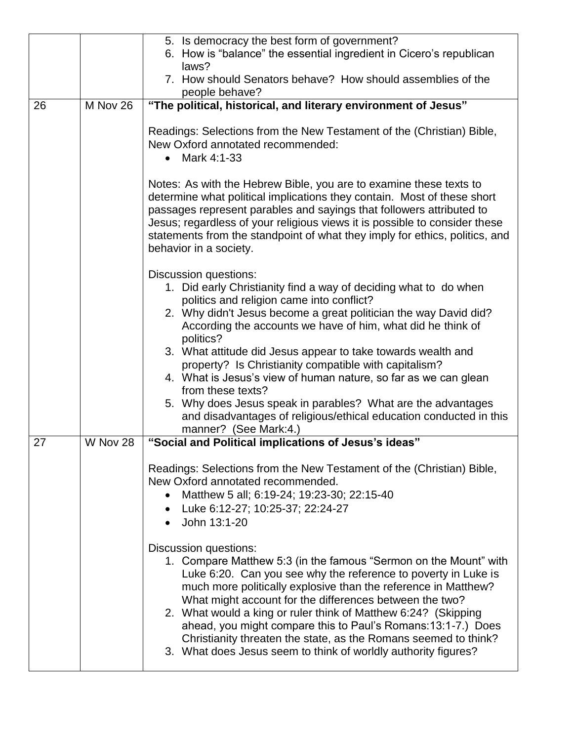| | | |
|---|---|---|
| | | 5. Is democracy the best form of government?<br>6. How is “balance” the essential ingredient in Cicero’s republican laws?<br>7. How should Senators behave? How should assemblies of the people behave? |
| 26 | M Nov 26 | **“The political, historical, and literary environment of Jesus”**<br><br>Readings: Selections from the New Testament of the (Christian) Bible, New Oxford annotated recommended:<br>• Mark 4:1-33<br><br>Notes: As with the Hebrew Bible, you are to examine these texts to determine what political implications they contain. Most of these short passages represent parables and sayings that followers attributed to Jesus; regardless of your religious views it is possible to consider these statements from the standpoint of what they imply for ethics, politics, and behavior in a society.<br><br>Discussion questions:<br>1. Did early Christianity find a way of deciding what to do when politics and religion came into conflict?<br>2. Why didn't Jesus become a great politician the way David did? According the accounts we have of him, what did he think of politics?<br>3. What attitude did Jesus appear to take towards wealth and property? Is Christianity compatible with capitalism?<br>4. What is Jesus’s view of human nature, so far as we can glean from these texts?<br>5. Why does Jesus speak in parables? What are the advantages and disadvantages of religious/ethical education conducted in this manner? (See Mark:4.) |
| 27 | W Nov 28 | **“Social and Political implications of Jesus’s ideas”**<br><br>Readings: Selections from the New Testament of the (Christian) Bible, New Oxford annotated recommended.<br>• Matthew 5 all; 6:19-24; 19:23-30; 22:15-40<br>• Luke 6:12-27; 10:25-37; 22:24-27<br>• John 13:1-20<br><br>Discussion questions:<br>1. Compare Matthew 5:3 (in the famous “Sermon on the Mount” with Luke 6:20. Can you see why the reference to poverty in Luke is much more politically explosive than the reference in Matthew? What might account for the differences between the two?<br>2. What would a king or ruler think of Matthew 6:24? (Skipping ahead, you might compare this to Paul’s Romans:13:1-7.) Does Christianity threaten the state, as the Romans seemed to think?<br>3. What does Jesus seem to think of worldly authority figures? |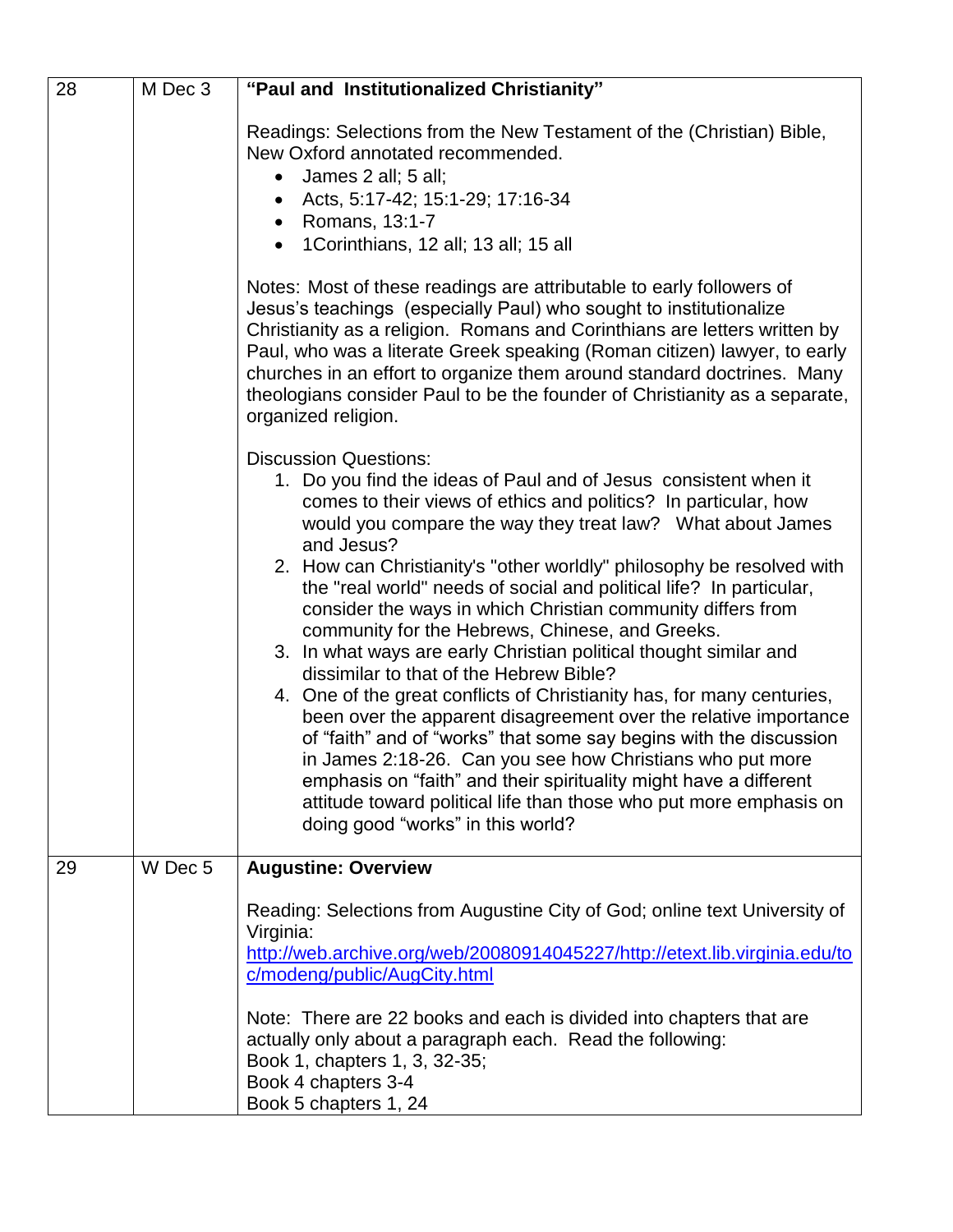| | | |
|---|---|---|
| 28 | M Dec 3 | **"Paul and Institutionalized Christianity"**<br><br>Readings: Selections from the New Testament of the (Christian) Bible, New Oxford annotated recommended.<br>• James 2 all; 5 all;<br>• Acts, 5:17-42; 15:1-29; 17:16-34<br>• Romans, 13:1-7<br>• 1Corinthians, 12 all; 13 all; 15 all<br><br>Notes: Most of these readings are attributable to early followers of Jesus's teachings (especially Paul) who sought to institutionalize Christianity as a religion. Romans and Corinthians are letters written by Paul, who was a literate Greek speaking (Roman citizen) lawyer, to early churches in an effort to organize them around standard doctrines. Many theologians consider Paul to be the founder of Christianity as a separate, organized religion.<br><br>Discussion Questions:<br>1. Do you find the ideas of Paul and of Jesus consistent when it comes to their views of ethics and politics? In particular, how would you compare the way they treat law? What about James and Jesus?<br>2. How can Christianity's "other worldly" philosophy be resolved with the "real world" needs of social and political life? In particular, consider the ways in which Christian community differs from community for the Hebrews, Chinese, and Greeks.<br>3. In what ways are early Christian political thought similar and dissimilar to that of the Hebrew Bible?<br>4. One of the great conflicts of Christianity has, for many centuries, been over the apparent disagreement over the relative importance of "faith" and of "works" that some say begins with the discussion in James 2:18-26. Can you see how Christians who put more emphasis on "faith" and their spirituality might have a different attitude toward political life than those who put more emphasis on doing good "works" in this world? |
| 29 | W Dec 5 | **Augustine: Overview**<br><br>Reading: Selections from Augustine City of God; online text University of Virginia:<br>[http://web.archive.org/web/20080914045227/http://etext.lib.virginia.edu/toc/modeng/public/AugCity.html](http://web.archive.org/web/20080914045227/http://etext.lib.virginia.edu/toc/modeng/public/AugCity.html)<br><br>Note: There are 22 books and each is divided into chapters that are actually only about a paragraph each. Read the following:<br>Book 1, chapters 1, 3, 32-35;<br>Book 4 chapters 3-4<br>Book 5 chapters 1, 24 |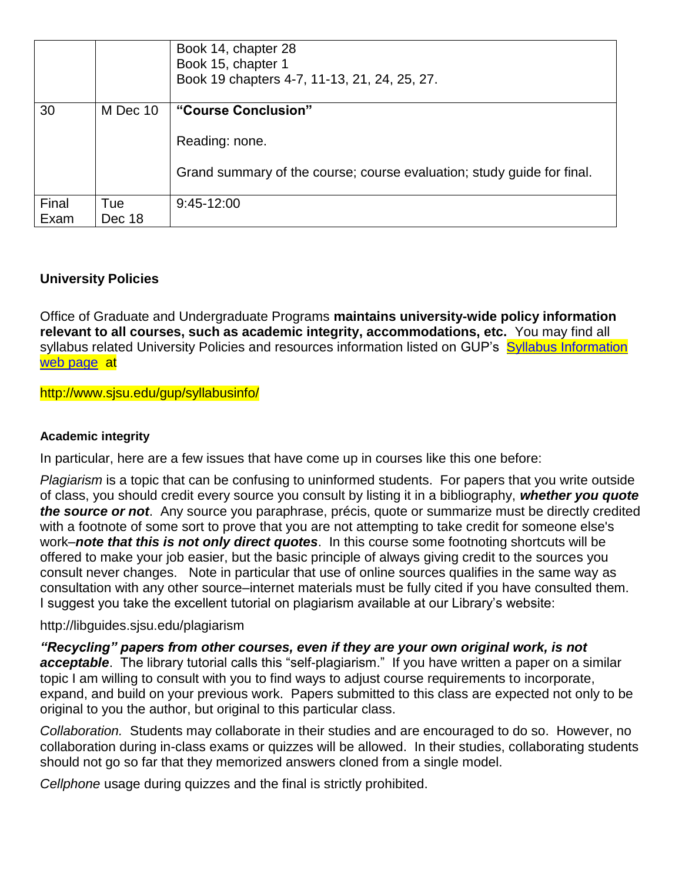| | | |
|---|---|---|
| | | Book 14, chapter 28<br>Book 15, chapter 1<br>Book 19 chapters 4-7, 11-13, 21, 24, 25, 27. |
| 30 | M Dec 10 | **"Course Conclusion"**<br><br>Reading: none.<br><br>Grand summary of the course; course evaluation; study guide for final. |
| Final Exam | Tue Dec 18 | 9:45-12:00 |

### University Policies

Office of Graduate and Undergraduate Programs **maintains university-wide policy information relevant to all courses, such as academic integrity, accommodations, etc.** You may find all syllabus related University Policies and resources information listed on GUP's [Syllabus Information web page](http://www.sjsu.edu/gup/syllabusinfo/) at

http://www.sjsu.edu/gup/syllabusinfo/

#### Academic integrity

In particular, here are a few issues that have come up in courses like this one before:

*Plagiarism* is a topic that can be confusing to uninformed students. For papers that you write outside of class, you should credit every source you consult by listing it in a bibliography, ***whether you quote the source or not***. Any source you paraphrase, précis, quote or summarize must be directly credited with a footnote of some sort to prove that you are not attempting to take credit for someone else's work–***note that this is not only direct quotes***. In this course some footnoting shortcuts will be offered to make your job easier, but the basic principle of always giving credit to the sources you consult never changes. Note in particular that use of online sources qualifies in the same way as consultation with any other source–internet materials must be fully cited if you have consulted them. I suggest you take the excellent tutorial on plagiarism available at our Library's website:

http://libguides.sjsu.edu/plagiarism

***"Recycling" papers from other courses, even if they are your own original work, is not acceptable***. The library tutorial calls this "self-plagiarism." If you have written a paper on a similar topic I am willing to consult with you to find ways to adjust course requirements to incorporate, expand, and build on your previous work. Papers submitted to this class are expected not only to be original to you the author, but original to this particular class.

*Collaboration.* Students may collaborate in their studies and are encouraged to do so. However, no collaboration during in-class exams or quizzes will be allowed. In their studies, collaborating students should not go so far that they memorized answers cloned from a single model.

*Cellphone* usage during quizzes and the final is strictly prohibited.